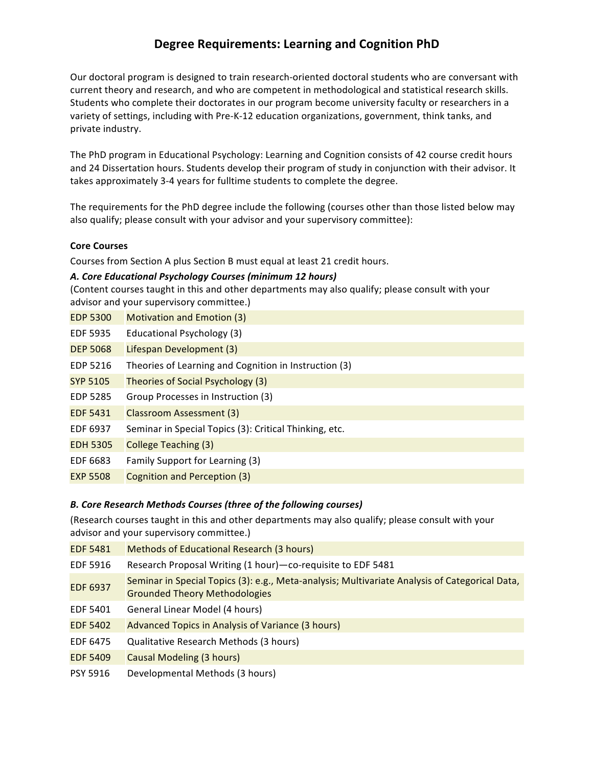# Degree Requirements: Learning and Cognition PhD

Our doctoral program is designed to train research-oriented doctoral students who are conversant with current theory and research, and who are competent in methodological and statistical research skills. Students who complete their doctorates in our program become university faculty or researchers in a variety of settings, including with Pre-K-12 education organizations, government, think tanks, and private industry.

The PhD program in Educational Psychology: Learning and Cognition consists of 42 course credit hours and 24 Dissertation hours. Students develop their program of study in conjunction with their advisor. It takes approximately 3-4 years for fulltime students to complete the degree.

The requirements for the PhD degree include the following (courses other than those listed below may also qualify; please consult with your advisor and your supervisory committee):

**Core Courses**

Courses from Section A plus Section B must equal at least 21 credit hours.

***A. Core Educational Psychology Courses (minimum 12 hours)***

(Content courses taught in this and other departments may also qualify; please consult with your advisor and your supervisory committee.)

| | |
|---|---|
| EDP 5300 | Motivation and Emotion (3) |
| EDF 5935 | Educational Psychology (3) |
| DEP 5068 | Lifespan Development (3) |
| EDP 5216 | Theories of Learning and Cognition in Instruction (3) |
| SYP 5105 | Theories of Social Psychology (3) |
| EDP 5285 | Group Processes in Instruction (3) |
| EDF 5431 | Classroom Assessment (3) |
| EDF 6937 | Seminar in Special Topics (3): Critical Thinking, etc. |
| EDH 5305 | College Teaching (3) |
| EDF 6683 | Family Support for Learning (3) |
| EXP 5508 | Cognition and Perception (3) |

***B. Core Research Methods Courses (three of the following courses)***

(Research courses taught in this and other departments may also qualify; please consult with your advisor and your supervisory committee.)

| | |
|---|---|
| EDF 5481 | Methods of Educational Research (3 hours) |
| EDF 5916 | Research Proposal Writing (1 hour)—co-requisite to EDF 5481 |
| EDF 6937 | Seminar in Special Topics (3): e.g., Meta-analysis; Multivariate Analysis of Categorical Data, Grounded Theory Methodologies |
| EDF 5401 | General Linear Model (4 hours) |
| EDF 5402 | Advanced Topics in Analysis of Variance (3 hours) |
| EDF 6475 | Qualitative Research Methods (3 hours) |
| EDF 5409 | Causal Modeling (3 hours) |
| PSY 5916 | Developmental Methods (3 hours) |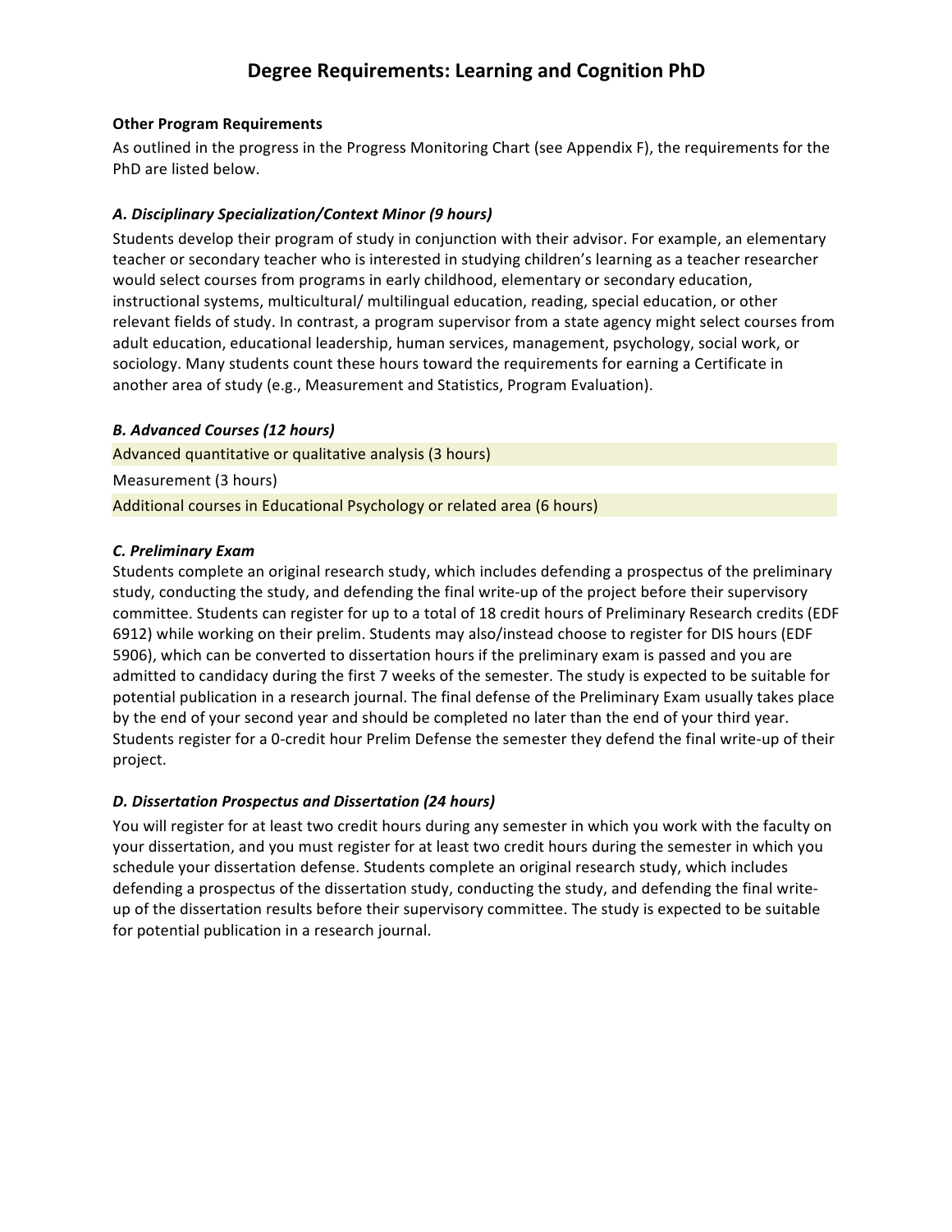# Degree Requirements: Learning and Cognition PhD

**Other Program Requirements**

As outlined in the progress in the Progress Monitoring Chart (see Appendix F), the requirements for the PhD are listed below.

### *A. Disciplinary Specialization/Context Minor (9 hours)*

Students develop their program of study in conjunction with their advisor. For example, an elementary teacher or secondary teacher who is interested in studying children's learning as a teacher researcher would select courses from programs in early childhood, elementary or secondary education, instructional systems, multicultural/ multilingual education, reading, special education, or other relevant fields of study. In contrast, a program supervisor from a state agency might select courses from adult education, educational leadership, human services, management, psychology, social work, or sociology. Many students count these hours toward the requirements for earning a Certificate in another area of study (e.g., Measurement and Statistics, Program Evaluation).

### *B. Advanced Courses (12 hours)*

Advanced quantitative or qualitative analysis (3 hours)

Measurement (3 hours)

Additional courses in Educational Psychology or related area (6 hours)

### *C. Preliminary Exam*

Students complete an original research study, which includes defending a prospectus of the preliminary study, conducting the study, and defending the final write-up of the project before their supervisory committee. Students can register for up to a total of 18 credit hours of Preliminary Research credits (EDF 6912) while working on their prelim. Students may also/instead choose to register for DIS hours (EDF 5906), which can be converted to dissertation hours if the preliminary exam is passed and you are admitted to candidacy during the first 7 weeks of the semester. The study is expected to be suitable for potential publication in a research journal. The final defense of the Preliminary Exam usually takes place by the end of your second year and should be completed no later than the end of your third year. Students register for a 0-credit hour Prelim Defense the semester they defend the final write-up of their project.

### *D. Dissertation Prospectus and Dissertation (24 hours)*

You will register for at least two credit hours during any semester in which you work with the faculty on your dissertation, and you must register for at least two credit hours during the semester in which you schedule your dissertation defense. Students complete an original research study, which includes defending a prospectus of the dissertation study, conducting the study, and defending the final write-up of the dissertation results before their supervisory committee. The study is expected to be suitable for potential publication in a research journal.